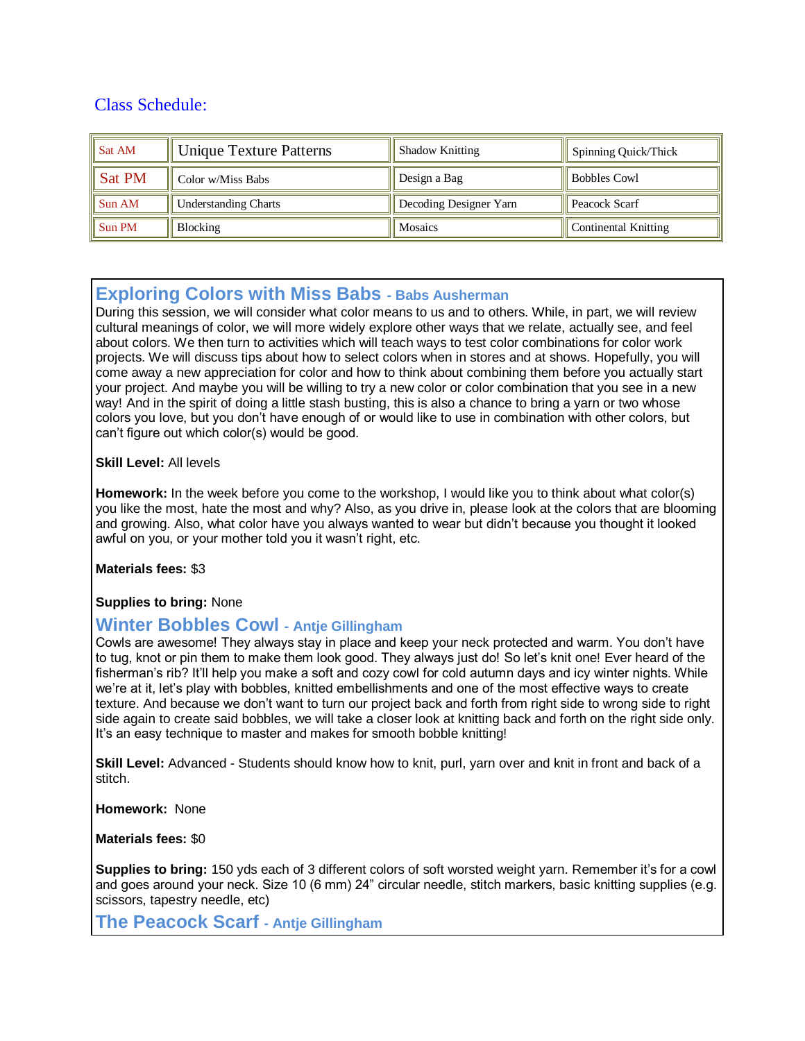## Class Schedule:

| | | | |
|---|---|---|---|
| Sat AM | Unique Texture Patterns | Shadow Knitting | Spinning Quick/Thick |
| Sat PM | Color w/Miss Babs | Design a Bag | Bobbles Cowl |
| Sun AM | Understanding Charts | Decoding Designer Yarn | Peacock Scarf |
| Sun PM | Blocking | Mosaics | Continental Knitting |

### Exploring Colors with Miss Babs - Babs Ausherman

During this session, we will consider what color means to us and to others. While, in part, we will review cultural meanings of color, we will more widely explore other ways that we relate, actually see, and feel about colors. We then turn to activities which will teach ways to test color combinations for color work projects. We will discuss tips about how to select colors when in stores and at shows. Hopefully, you will come away a new appreciation for color and how to think about combining them before you actually start your project. And maybe you will be willing to try a new color or color combination that you see in a new way! And in the spirit of doing a little stash busting, this is also a chance to bring a yarn or two whose colors you love, but you don't have enough of or would like to use in combination with other colors, but can't figure out which color(s) would be good.

**Skill Level:** All levels

**Homework:** In the week before you come to the workshop, I would like you to think about what color(s) you like the most, hate the most and why? Also, as you drive in, please look at the colors that are blooming and growing. Also, what color have you always wanted to wear but didn't because you thought it looked awful on you, or your mother told you it wasn't right, etc.

**Materials fees:** $3

**Supplies to bring:** None

### Winter Bobbles Cowl - Antje Gillingham

Cowls are awesome! They always stay in place and keep your neck protected and warm. You don't have to tug, knot or pin them to make them look good. They always just do! So let's knit one! Ever heard of the fisherman's rib? It'll help you make a soft and cozy cowl for cold autumn days and icy winter nights. While we're at it, let's play with bobbles, knitted embellishments and one of the most effective ways to create texture. And because we don't want to turn our project back and forth from right side to wrong side to right side again to create said bobbles, we will take a closer look at knitting back and forth on the right side only. It's an easy technique to master and makes for smooth bobble knitting!

**Skill Level:** Advanced - Students should know how to knit, purl, yarn over and knit in front and back of a stitch.

**Homework:** None

**Materials fees:** $0

**Supplies to bring:** 150 yds each of 3 different colors of soft worsted weight yarn. Remember it's for a cowl and goes around your neck. Size 10 (6 mm) 24" circular needle, stitch markers, basic knitting supplies (e.g. scissors, tapestry needle, etc)

### The Peacock Scarf - Antje Gillingham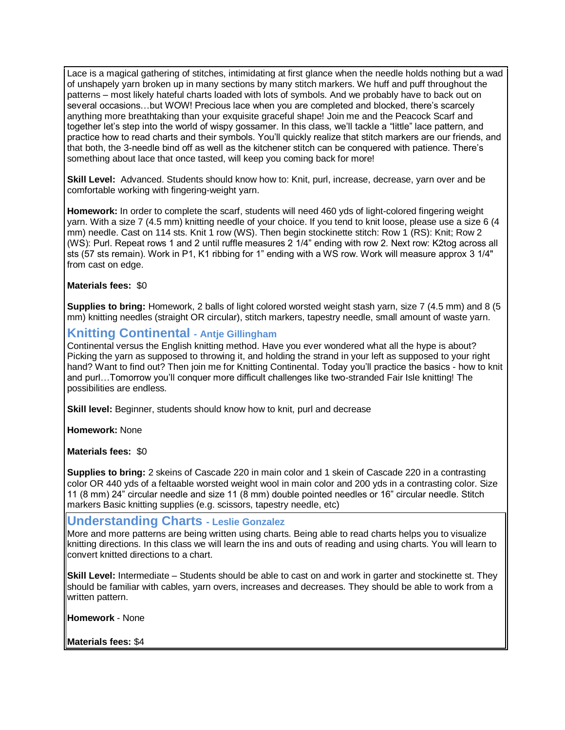Lace is a magical gathering of stitches, intimidating at first glance when the needle holds nothing but a wad of unshapely yarn broken up in many sections by many stitch markers. We huff and puff throughout the patterns – most likely hateful charts loaded with lots of symbols. And we probably have to back out on several occasions…but WOW! Precious lace when you are completed and blocked, there's scarcely anything more breathtaking than your exquisite graceful shape! Join me and the Peacock Scarf and together let's step into the world of wispy gossamer. In this class, we'll tackle a "little" lace pattern, and practice how to read charts and their symbols. You'll quickly realize that stitch markers are our friends, and that both, the 3-needle bind off as well as the kitchener stitch can be conquered with patience. There's something about lace that once tasted, will keep you coming back for more!

**Skill Level:** Advanced. Students should know how to: Knit, purl, increase, decrease, yarn over and be comfortable working with fingering-weight yarn.

**Homework:** In order to complete the scarf, students will need 460 yds of light-colored fingering weight yarn. With a size 7 (4.5 mm) knitting needle of your choice. If you tend to knit loose, please use a size 6 (4 mm) needle. Cast on 114 sts. Knit 1 row (WS). Then begin stockinette stitch: Row 1 (RS): Knit; Row 2 (WS): Purl. Repeat rows 1 and 2 until ruffle measures 2 1/4" ending with row 2. Next row: K2tog across all sts (57 sts remain). Work in P1, K1 ribbing for 1" ending with a WS row. Work will measure approx 3 1/4" from cast on edge.

**Materials fees:** $0

**Supplies to bring:** Homework, 2 balls of light colored worsted weight stash yarn, size 7 (4.5 mm) and 8 (5 mm) knitting needles (straight OR circular), stitch markers, tapestry needle, small amount of waste yarn.

## Knitting Continental - Antje Gillingham

Continental versus the English knitting method. Have you ever wondered what all the hype is about? Picking the yarn as supposed to throwing it, and holding the strand in your left as supposed to your right hand? Want to find out? Then join me for Knitting Continental. Today you'll practice the basics - how to knit and purl…Tomorrow you'll conquer more difficult challenges like two-stranded Fair Isle knitting! The possibilities are endless.

**Skill level:** Beginner, students should know how to knit, purl and decrease

**Homework:** None

**Materials fees:** $0

**Supplies to bring:** 2 skeins of Cascade 220 in main color and 1 skein of Cascade 220 in a contrasting color OR 440 yds of a feltaable worsted weight wool in main color and 200 yds in a contrasting color. Size 11 (8 mm) 24" circular needle and size 11 (8 mm) double pointed needles or 16" circular needle. Stitch markers Basic knitting supplies (e.g. scissors, tapestry needle, etc)

## Understanding Charts - Leslie Gonzalez

More and more patterns are being written using charts. Being able to read charts helps you to visualize knitting directions. In this class we will learn the ins and outs of reading and using charts. You will learn to convert knitted directions to a chart.

**Skill Level:** Intermediate – Students should be able to cast on and work in garter and stockinette st. They should be familiar with cables, yarn overs, increases and decreases. They should be able to work from a written pattern.

**Homework** - None

**Materials fees:** $4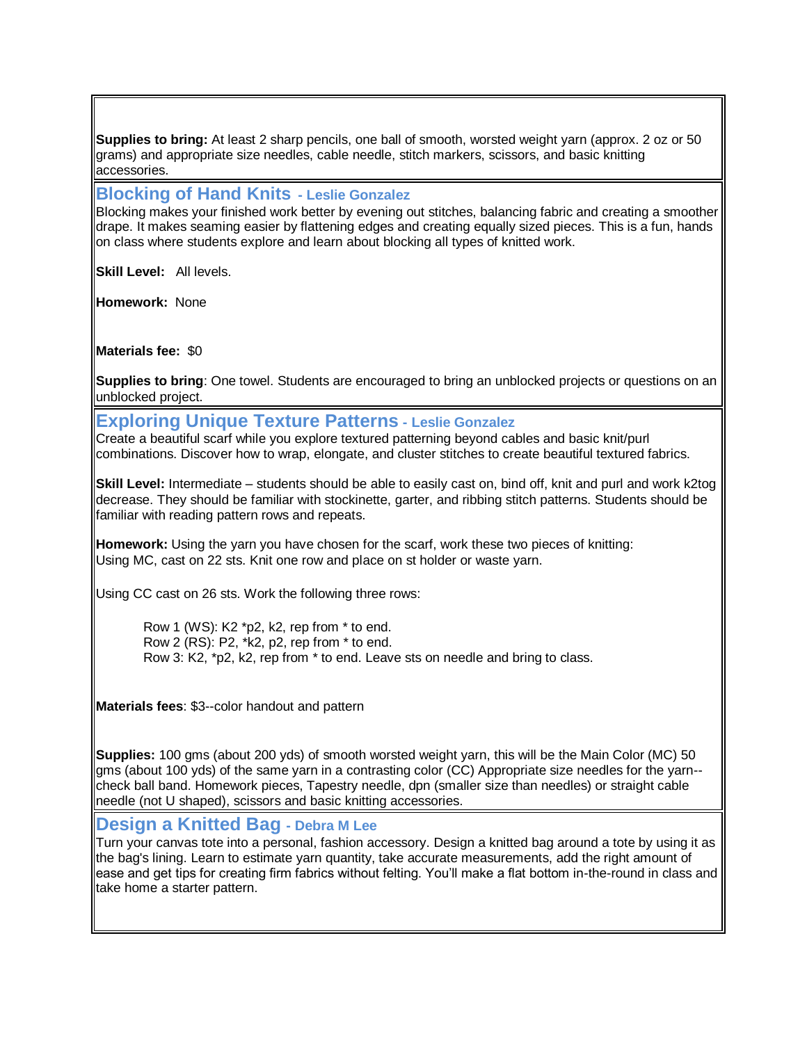**Supplies to bring:** At least 2 sharp pencils, one ball of smooth, worsted weight yarn (approx. 2 oz or 50 grams) and appropriate size needles, cable needle, stitch markers, scissors, and basic knitting accessories.

## Blocking of Hand Knits - Leslie Gonzalez

Blocking makes your finished work better by evening out stitches, balancing fabric and creating a smoother drape. It makes seaming easier by flattening edges and creating equally sized pieces. This is a fun, hands on class where students explore and learn about blocking all types of knitted work.

**Skill Level:** All levels.

**Homework:** None

**Materials fee:** $0

**Supplies to bring**: One towel. Students are encouraged to bring an unblocked projects or questions on an unblocked project.

## Exploring Unique Texture Patterns - Leslie Gonzalez

Create a beautiful scarf while you explore textured patterning beyond cables and basic knit/purl combinations. Discover how to wrap, elongate, and cluster stitches to create beautiful textured fabrics.

**Skill Level:** Intermediate – students should be able to easily cast on, bind off, knit and purl and work k2tog decrease. They should be familiar with stockinette, garter, and ribbing stitch patterns. Students should be familiar with reading pattern rows and repeats.

**Homework:** Using the yarn you have chosen for the scarf, work these two pieces of knitting:
Using MC, cast on 22 sts. Knit one row and place on st holder or waste yarn.

Using CC cast on 26 sts. Work the following three rows:

> Row 1 (WS): K2 *p2, k2, rep from * to end.
> Row 2 (RS): P2, *k2, p2, rep from * to end.
> Row 3: K2, *p2, k2, rep from * to end. Leave sts on needle and bring to class.

**Materials fees**: $3--color handout and pattern

**Supplies:** 100 gms (about 200 yds) of smooth worsted weight yarn, this will be the Main Color (MC) 50 gms (about 100 yds) of the same yarn in a contrasting color (CC) Appropriate size needles for the yarn--check ball band. Homework pieces, Tapestry needle, dpn (smaller size than needles) or straight cable needle (not U shaped), scissors and basic knitting accessories.

## Design a Knitted Bag - Debra M Lee

Turn your canvas tote into a personal, fashion accessory. Design a knitted bag around a tote by using it as the bag's lining. Learn to estimate yarn quantity, take accurate measurements, add the right amount of ease and get tips for creating firm fabrics without felting. You'll make a flat bottom in-the-round in class and take home a starter pattern.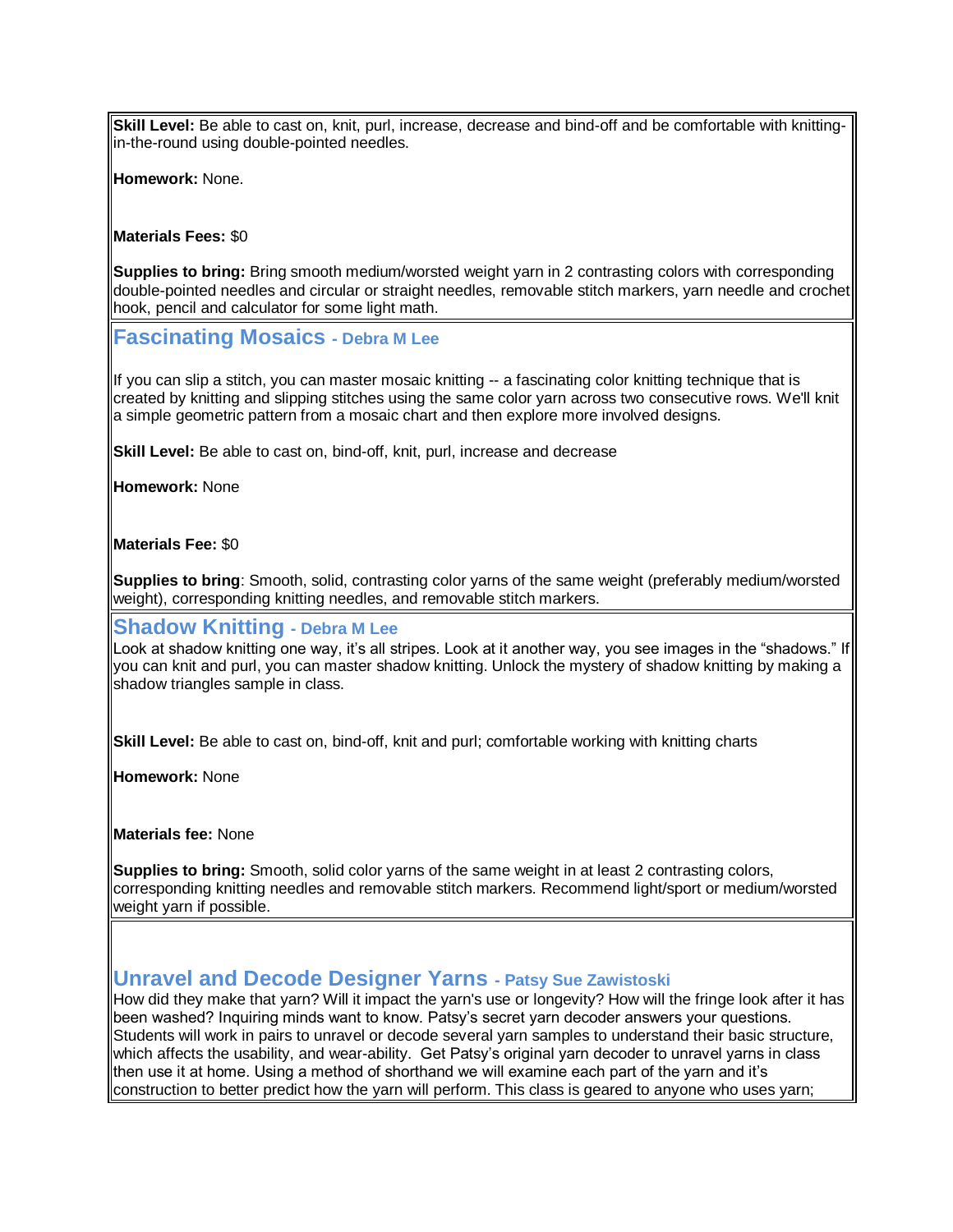**Skill Level:** Be able to cast on, knit, purl, increase, decrease and bind-off and be comfortable with knitting-in-the-round using double-pointed needles.

**Homework:** None.

**Materials Fees:** $0

**Supplies to bring:** Bring smooth medium/worsted weight yarn in 2 contrasting colors with corresponding double-pointed needles and circular or straight needles, removable stitch markers, yarn needle and crochet hook, pencil and calculator for some light math.

## Fascinating Mosaics - Debra M Lee

If you can slip a stitch, you can master mosaic knitting -- a fascinating color knitting technique that is created by knitting and slipping stitches using the same color yarn across two consecutive rows. We'll knit a simple geometric pattern from a mosaic chart and then explore more involved designs.

**Skill Level:** Be able to cast on, bind-off, knit, purl, increase and decrease

**Homework:** None

**Materials Fee:** $0

**Supplies to bring**: Smooth, solid, contrasting color yarns of the same weight (preferably medium/worsted weight), corresponding knitting needles, and removable stitch markers.

## Shadow Knitting - Debra M Lee

Look at shadow knitting one way, it's all stripes. Look at it another way, you see images in the "shadows." If you can knit and purl, you can master shadow knitting. Unlock the mystery of shadow knitting by making a shadow triangles sample in class.

**Skill Level:** Be able to cast on, bind-off, knit and purl; comfortable working with knitting charts

**Homework:** None

**Materials fee:** None

**Supplies to bring:** Smooth, solid color yarns of the same weight in at least 2 contrasting colors, corresponding knitting needles and removable stitch markers. Recommend light/sport or medium/worsted weight yarn if possible.

## Unravel and Decode Designer Yarns - Patsy Sue Zawistoski

How did they make that yarn? Will it impact the yarn's use or longevity? How will the fringe look after it has been washed? Inquiring minds want to know. Patsy's secret yarn decoder answers your questions. Students will work in pairs to unravel or decode several yarn samples to understand their basic structure, which affects the usability, and wear-ability. Get Patsy's original yarn decoder to unravel yarns in class then use it at home. Using a method of shorthand we will examine each part of the yarn and it's construction to better predict how the yarn will perform. This class is geared to anyone who uses yarn;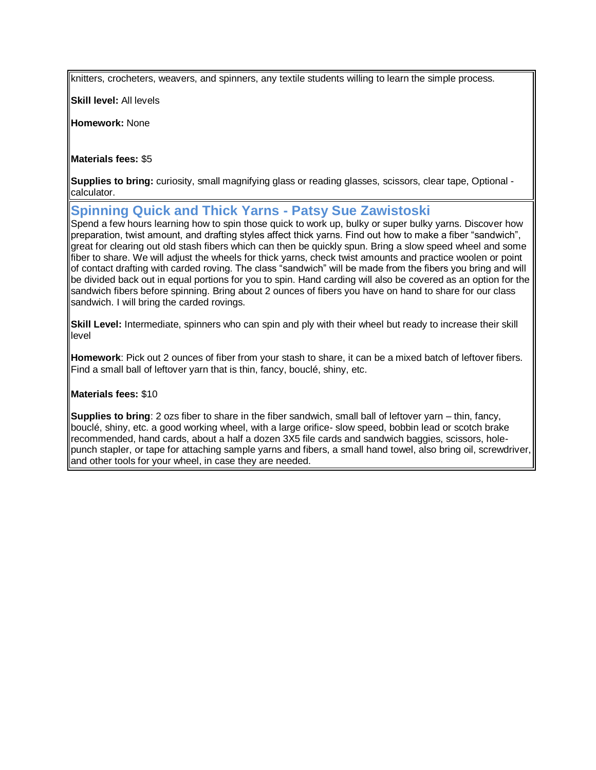knitters, crocheters, weavers, and spinners, any textile students willing to learn the simple process.

**Skill level:** All levels

**Homework:** None

**Materials fees:** $5

**Supplies to bring:** curiosity, small magnifying glass or reading glasses, scissors, clear tape, Optional - calculator.

## Spinning Quick and Thick Yarns - Patsy Sue Zawistoski

Spend a few hours learning how to spin those quick to work up, bulky or super bulky yarns. Discover how preparation, twist amount, and drafting styles affect thick yarns. Find out how to make a fiber "sandwich", great for clearing out old stash fibers which can then be quickly spun. Bring a slow speed wheel and some fiber to share. We will adjust the wheels for thick yarns, check twist amounts and practice woolen or point of contact drafting with carded roving. The class "sandwich" will be made from the fibers you bring and will be divided back out in equal portions for you to spin. Hand carding will also be covered as an option for the sandwich fibers before spinning. Bring about 2 ounces of fibers you have on hand to share for our class sandwich. I will bring the carded rovings.

**Skill Level:** Intermediate, spinners who can spin and ply with their wheel but ready to increase their skill level

**Homework**: Pick out 2 ounces of fiber from your stash to share, it can be a mixed batch of leftover fibers. Find a small ball of leftover yarn that is thin, fancy, bouclé, shiny, etc.

**Materials fees:** $10

**Supplies to bring**: 2 ozs fiber to share in the fiber sandwich, small ball of leftover yarn – thin, fancy, bouclé, shiny, etc. a good working wheel, with a large orifice- slow speed, bobbin lead or scotch brake recommended, hand cards, about a half a dozen 3X5 file cards and sandwich baggies, scissors, hole-punch stapler, or tape for attaching sample yarns and fibers, a small hand towel, also bring oil, screwdriver, and other tools for your wheel, in case they are needed.